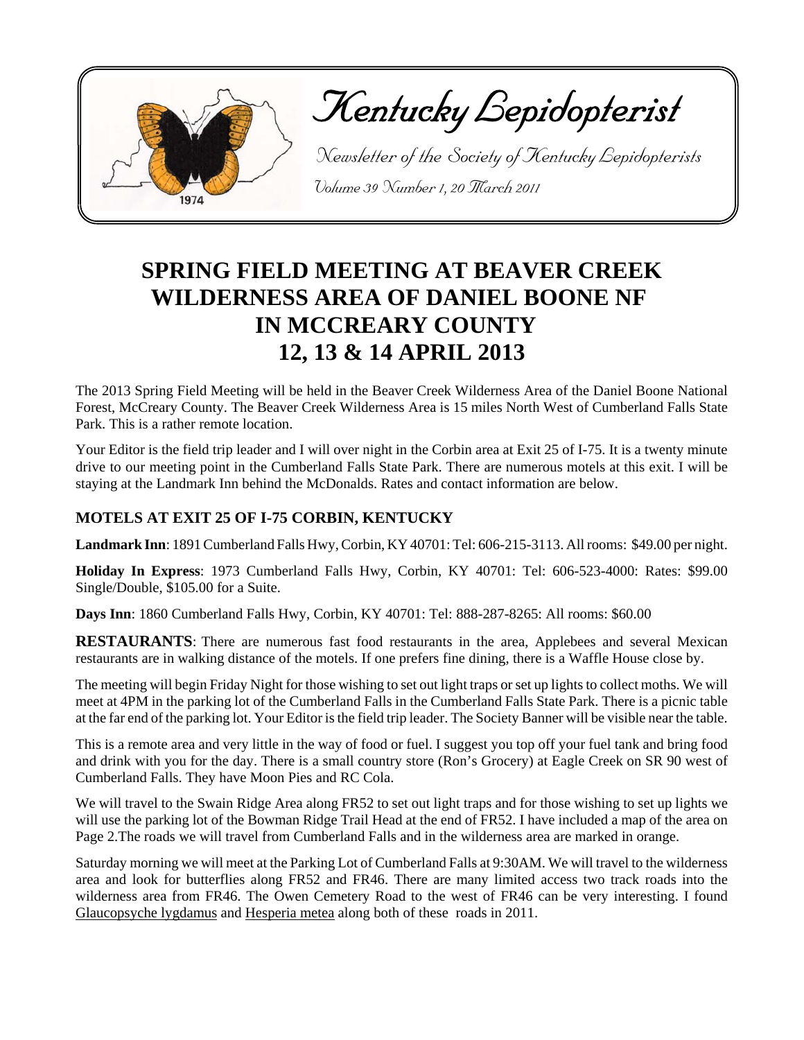# Kentucky Lepidopterist

*Newsletter of the Society of Kentucky Lepidopterists*

*Volume 39 Number 1, 20 March 2011*

## SPRING FIELD MEETING AT BEAVER CREEK WILDERNESS AREA OF DANIEL BOONE NF IN MCCREARY COUNTY 12, 13 & 14 APRIL 2013

The 2013 Spring Field Meeting will be held in the Beaver Creek Wilderness Area of the Daniel Boone National Forest, McCreary County. The Beaver Creek Wilderness Area is 15 miles North West of Cumberland Falls State Park. This is a rather remote location.

Your Editor is the field trip leader and I will over night in the Corbin area at Exit 25 of I-75. It is a twenty minute drive to our meeting point in the Cumberland Falls State Park. There are numerous motels at this exit. I will be staying at the Landmark Inn behind the McDonalds. Rates and contact information are below.

### MOTELS AT EXIT 25 OF I-75 CORBIN, KENTUCKY

**Landmark Inn**: 1891 Cumberland Falls Hwy, Corbin, KY 40701: Tel: 606-215-3113. All rooms: $49.00 per night.

**Holiday In Express**: 1973 Cumberland Falls Hwy, Corbin, KY 40701: Tel: 606-523-4000: Rates: $99.00 Single/Double, $105.00 for a Suite.

**Days Inn**: 1860 Cumberland Falls Hwy, Corbin, KY 40701: Tel: 888-287-8265: All rooms: $60.00

**RESTAURANTS**: There are numerous fast food restaurants in the area, Applebees and several Mexican restaurants are in walking distance of the motels. If one prefers fine dining, there is a Waffle House close by.

The meeting will begin Friday Night for those wishing to set out light traps or set up lights to collect moths. We will meet at 4PM in the parking lot of the Cumberland Falls in the Cumberland Falls State Park. There is a picnic table at the far end of the parking lot. Your Editor is the field trip leader. The Society Banner will be visible near the table.

This is a remote area and very little in the way of food or fuel. I suggest you top off your fuel tank and bring food and drink with you for the day. There is a small country store (Ron's Grocery) at Eagle Creek on SR 90 west of Cumberland Falls. They have Moon Pies and RC Cola.

We will travel to the Swain Ridge Area along FR52 to set out light traps and for those wishing to set up lights we will use the parking lot of the Bowman Ridge Trail Head at the end of FR52. I have included a map of the area on Page 2.The roads we will travel from Cumberland Falls and in the wilderness area are marked in orange.

Saturday morning we will meet at the Parking Lot of Cumberland Falls at 9:30AM. We will travel to the wilderness area and look for butterflies along FR52 and FR46. There are many limited access two track roads into the wilderness area from FR46. The Owen Cemetery Road to the west of FR46 can be very interesting. I found Glaucopsyche lygdamus and Hesperia metea along both of these roads in 2011.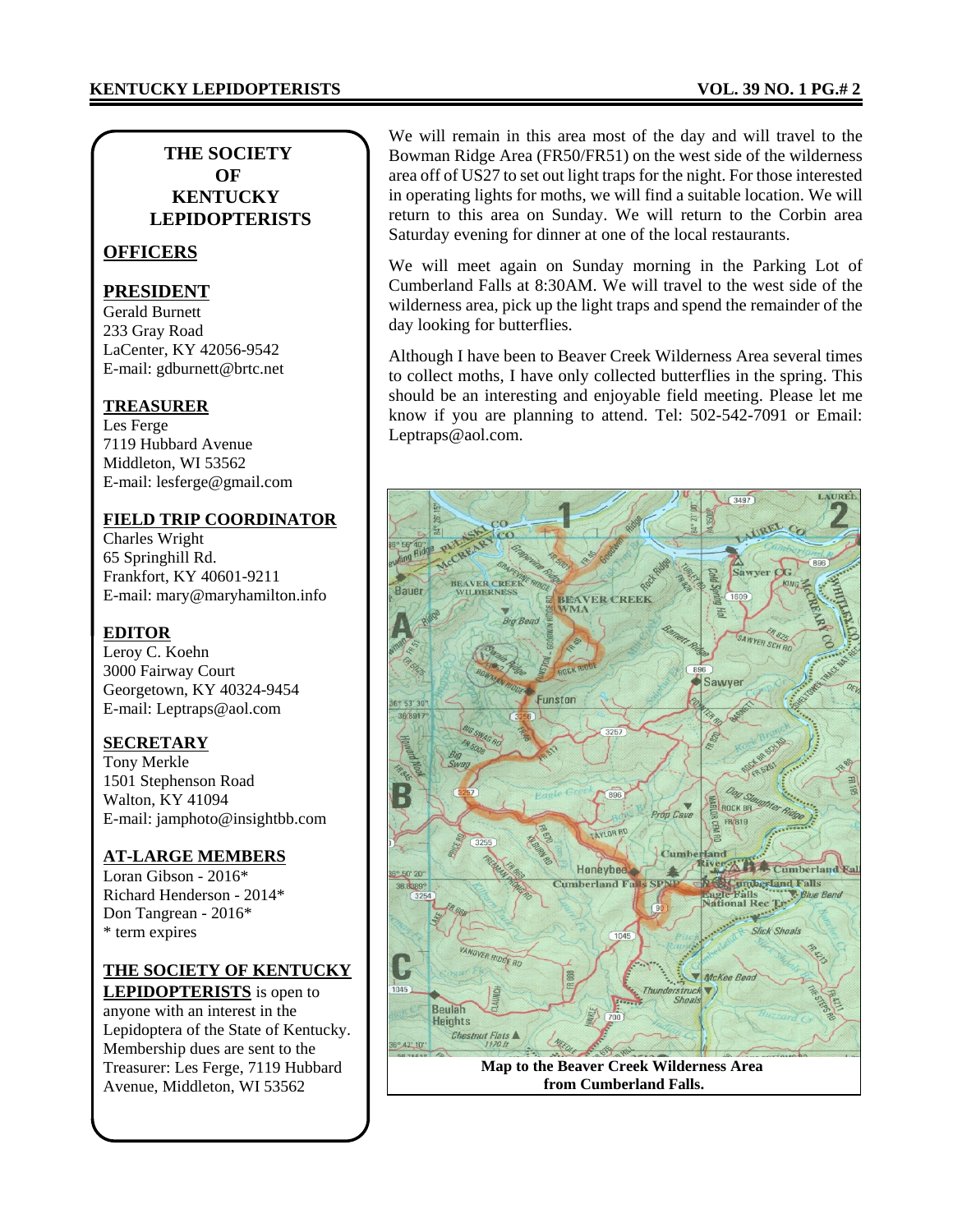## THE SOCIETY OF KENTUCKY LEPIDOPTERISTS

### OFFICERS

**PRESIDENT**
Gerald Burnett
233 Gray Road
LaCenter, KY 42056-9542
E-mail: gdburnett@brtc.net

**TREASURER**
Les Ferge
7119 Hubbard Avenue
Middleton, WI 53562
E-mail: lesferge@gmail.com

**FIELD TRIP COORDINATOR**
Charles Wright
65 Springhill Rd.
Frankfort, KY 40601-9211
E-mail: mary@maryhamilton.info

**EDITOR**
Leroy C. Koehn
3000 Fairway Court
Georgetown, KY 40324-9454
E-mail: Leptraps@aol.com

**SECRETARY**
Tony Merkle
1501 Stephenson Road
Walton, KY 41094
E-mail: jamphoto@insightbb.com

**AT-LARGE MEMBERS**
Loran Gibson - 2016*
Richard Henderson - 2014*
Don Tangrean - 2016*
* term expires

**THE SOCIETY OF KENTUCKY LEPIDOPTERISTS** is open to anyone with an interest in the Lepidoptera of the State of Kentucky. Membership dues are sent to the Treasurer: Les Ferge, 7119 Hubbard Avenue, Middleton, WI 53562

We will remain in this area most of the day and will travel to the Bowman Ridge Area (FR50/FR51) on the west side of the wilderness area off of US27 to set out light traps for the night. For those interested in operating lights for moths, we will find a suitable location. We will return to this area on Sunday. We will return to the Corbin area Saturday evening for dinner at one of the local restaurants.

We will meet again on Sunday morning in the Parking Lot of Cumberland Falls at 8:30AM. We will travel to the west side of the wilderness area, pick up the light traps and spend the remainder of the day looking for butterflies.

Although I have been to Beaver Creek Wilderness Area several times to collect moths, I have only collected butterflies in the spring. This should be an interesting and enjoyable field meeting. Please let me know if you are planning to attend. Tel: 502-542-7091 or Email: Leptraps@aol.com.

**Map to the Beaver Creek Wilderness Area from Cumberland Falls.**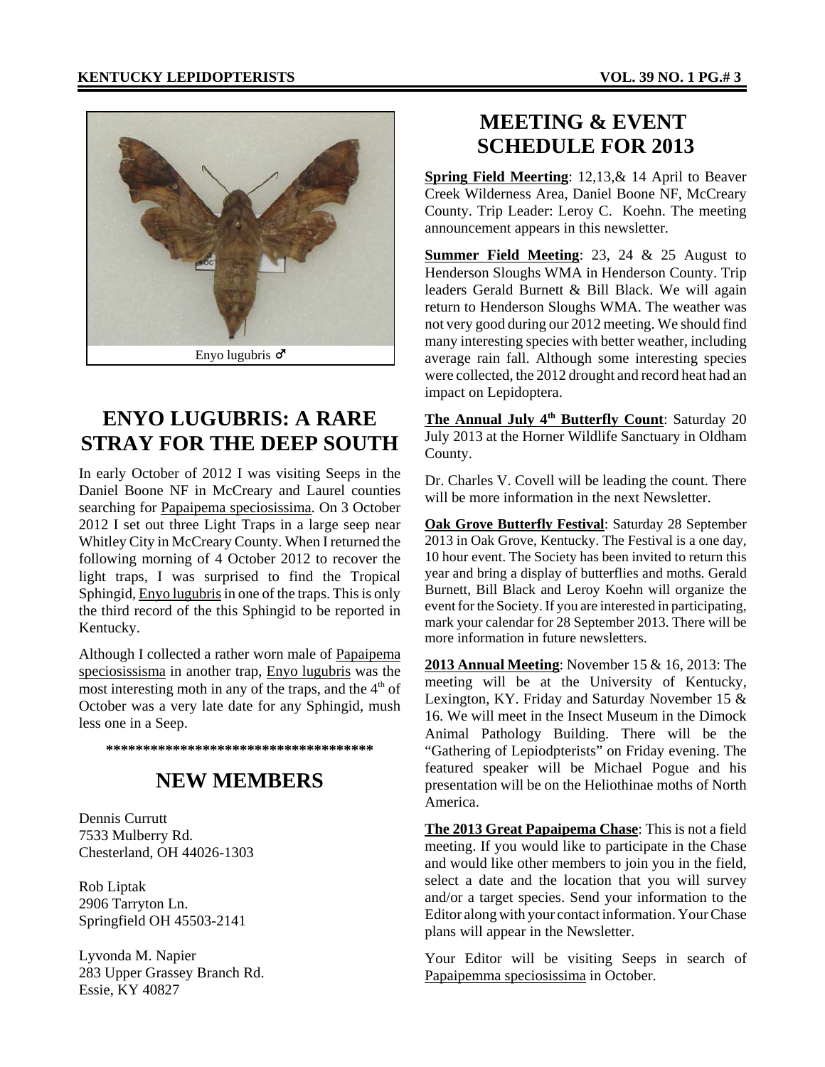Enyo lugubris ♂

## ENYO LUGUBRIS: A RARE STRAY FOR THE DEEP SOUTH

In early October of 2012 I was visiting Seeps in the Daniel Boone NF in McCreary and Laurel counties searching for Papaipema speciosissima. On 3 October 2012 I set out three Light Traps in a large seep near Whitley City in McCreary County. When I returned the following morning of 4 October 2012 to recover the light traps, I was surprised to find the Tropical Sphingid, Enyo lugubris in one of the traps. This is only the third record of the this Sphingid to be reported in Kentucky.

Although I collected a rather worn male of Papaipema speciosissma in another trap, Enyo lugubris was the most interesting moth in any of the traps, and the 4th of October was a very late date for any Sphingid, mush less one in a Seep.

************************************

## NEW MEMBERS

Dennis Currutt
7533 Mulberry Rd.
Chesterland, OH 44026-1303

Rob Liptak
2906 Tarryton Ln.
Springfield OH 45503-2141

Lyvonda M. Napier
283 Upper Grassey Branch Rd.
Essie, KY 40827

## MEETING & EVENT SCHEDULE FOR 2013

**Spring Field Meerting**: 12,13,& 14 April to Beaver Creek Wilderness Area, Daniel Boone NF, McCreary County. Trip Leader: Leroy C. Koehn. The meeting announcement appears in this newsletter.

**Summer Field Meeting**: 23, 24 & 25 August to Henderson Sloughs WMA in Henderson County. Trip leaders Gerald Burnett & Bill Black. We will again return to Henderson Sloughs WMA. The weather was not very good during our 2012 meeting. We should find many interesting species with better weather, including average rain fall. Although some interesting species were collected, the 2012 drought and record heat had an impact on Lepidoptera.

**The Annual July 4th Butterfly Count**: Saturday 20 July 2013 at the Horner Wildlife Sanctuary in Oldham County.

Dr. Charles V. Covell will be leading the count. There will be more information in the next Newsletter.

**Oak Grove Butterfly Festival**: Saturday 28 September 2013 in Oak Grove, Kentucky. The Festival is a one day, 10 hour event. The Society has been invited to return this year and bring a display of butterflies and moths. Gerald Burnett, Bill Black and Leroy Koehn will organize the event for the Society. If you are interested in participating, mark your calendar for 28 September 2013. There will be more information in future newsletters.

**2013 Annual Meeting**: November 15 & 16, 2013: The meeting will be at the University of Kentucky, Lexington, KY. Friday and Saturday November 15 & 16. We will meet in the Insect Museum in the Dimock Animal Pathology Building. There will be the "Gathering of Lepiodpterists" on Friday evening. The featured speaker will be Michael Pogue and his presentation will be on the Heliothinae moths of North America.

**The 2013 Great Papaipema Chase**: This is not a field meeting. If you would like to participate in the Chase and would like other members to join you in the field, select a date and the location that you will survey and/or a target species. Send your information to the Editor along with your contact information. Your Chase plans will appear in the Newsletter.

Your Editor will be visiting Seeps in search of Papaipemma speciosissima in October.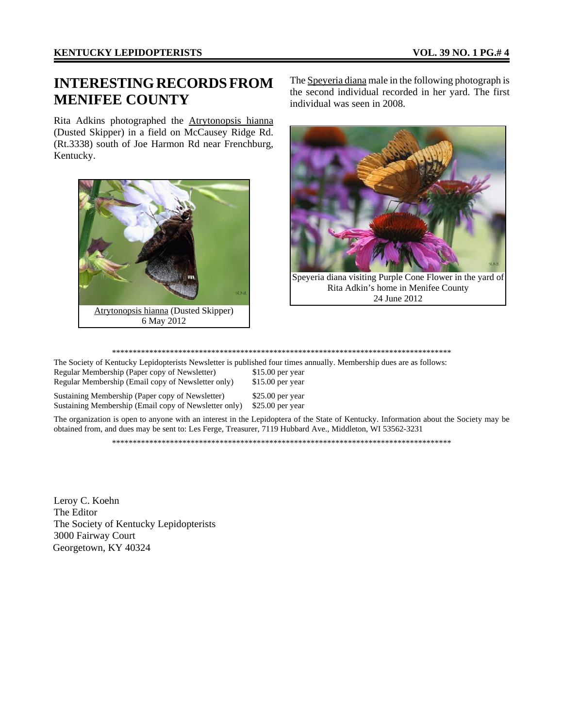# INTERESTING RECORDS FROM MENIFEE COUNTY

Rita Adkins photographed the Atrytonopsis hianna (Dusted Skipper) in a field on McCausey Ridge Rd. (Rt.3338) south of Joe Harmon Rd near Frenchburg, Kentucky.

Atrytonopsis hianna (Dusted Skipper)
6 May 2012

The Speyeria diana male in the following photograph is the second individual recorded in her yard. The first individual was seen in 2008.

Speyeria diana visiting Purple Cone Flower in the yard of Rita Adkin's home in Menifee County
24 June 2012

\*\*\*\*\*\*\*\*\*\*\*\*\*\*\*\*\*\*\*\*\*\*\*\*\*\*\*\*\*\*\*\*\*\*\*\*\*\*\*\*\*\*\*\*\*\*\*\*\*\*\*\*\*\*\*\*\*\*\*\*\*\*\*\*\*\*\*\*\*\*\*\*\*\*\*\*\*\*\*\*

The Society of Kentucky Lepidopterists Newsletter is published four times annually. Membership dues are as follows:

| | |
|---|---|
| Regular Membership (Paper copy of Newsletter) | $15.00 per year |
| Regular Membership (Email copy of Newsletter only) | $15.00 per year |
| Sustaining Membership (Paper copy of Newsletter) | $25.00 per year |
| Sustaining Membership (Email copy of Newsletter only) | $25.00 per year |

The organization is open to anyone with an interest in the Lepidoptera of the State of Kentucky. Information about the Society may be obtained from, and dues may be sent to: Les Ferge, Treasurer, 7119 Hubbard Ave., Middleton, WI 53562-3231

\*\*\*\*\*\*\*\*\*\*\*\*\*\*\*\*\*\*\*\*\*\*\*\*\*\*\*\*\*\*\*\*\*\*\*\*\*\*\*\*\*\*\*\*\*\*\*\*\*\*\*\*\*\*\*\*\*\*\*\*\*\*\*\*\*\*\*\*\*\*\*\*\*\*\*\*\*\*\*\*

Leroy C. Koehn
The Editor
The Society of Kentucky Lepidopterists
3000 Fairway Court
Georgetown, KY 40324